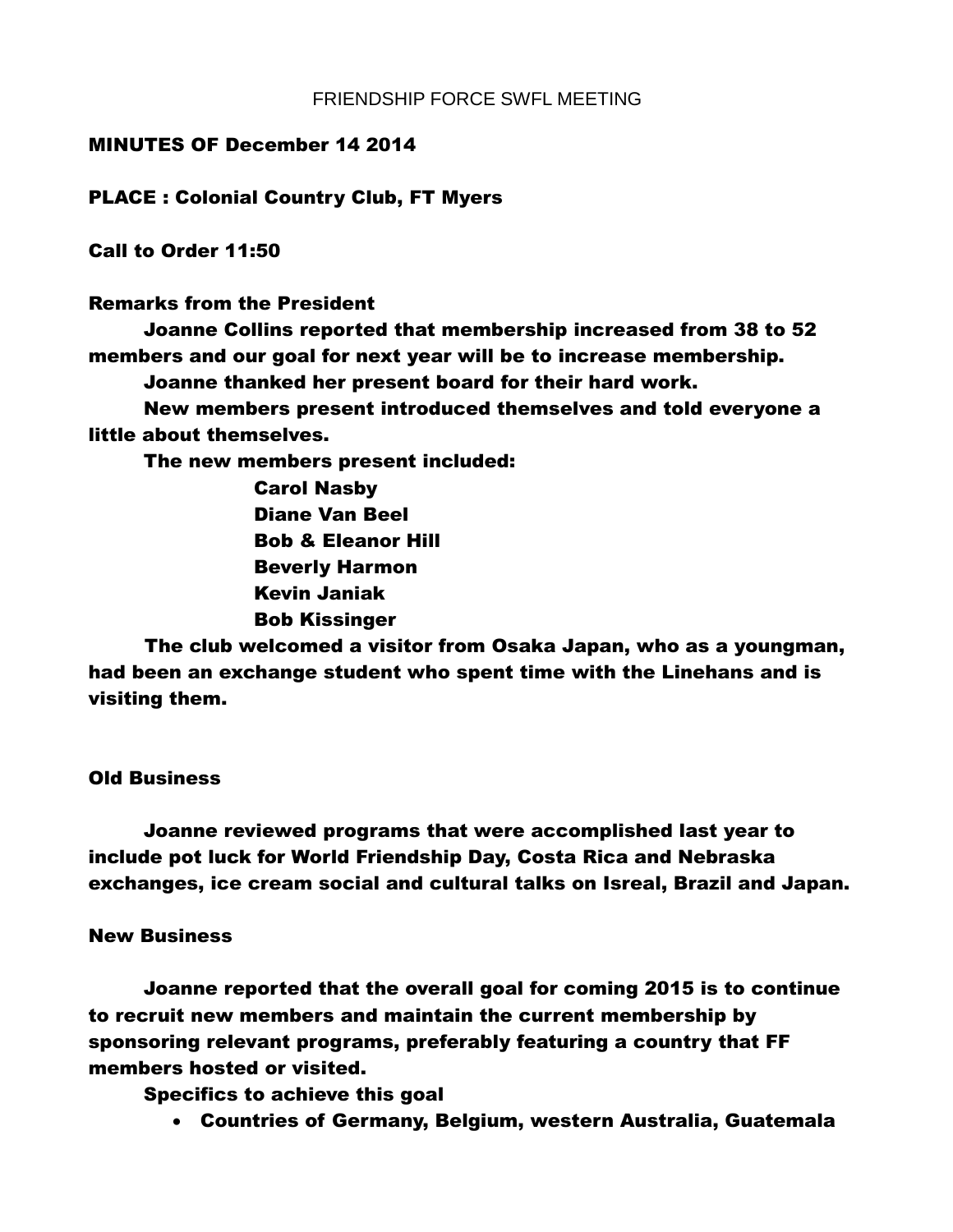FRIENDSHIP FORCE SWFL MEETING

**MINUTES OF December 14 2014**

**PLACE : Colonial Country Club, FT Myers**

**Call to Order 11:50**

**Remarks from the President**

**Joanne Collins reported that membership increased from 38 to 52 members and our goal for next year will be to increase membership.**

**Joanne thanked her present board for their hard work.**

**New members present introduced themselves and told everyone a little about themselves.**

**The new members present included:**

**Carol Nasby**
**Diane Van Beel**
**Bob & Eleanor Hill**
**Beverly Harmon**
**Kevin Janiak**
**Bob Kissinger**

**The club welcomed a visitor from Osaka Japan, who as a youngman, had been an exchange student who spent time with the Linehans and is visiting them.**

**Old Business**

**Joanne reviewed programs that were accomplished last year to include pot luck for World Friendship Day, Costa Rica and Nebraska exchanges, ice cream social and cultural talks on Isreal, Brazil and Japan.**

**New Business**

**Joanne reported that the overall goal for coming 2015 is to continue to recruit new members and maintain the current membership by sponsoring relevant programs, preferably featuring a country that FF members hosted or visited.**

**Specifics to achieve this goal**

- **Countries of Germany, Belgium, western Australia, Guatemala**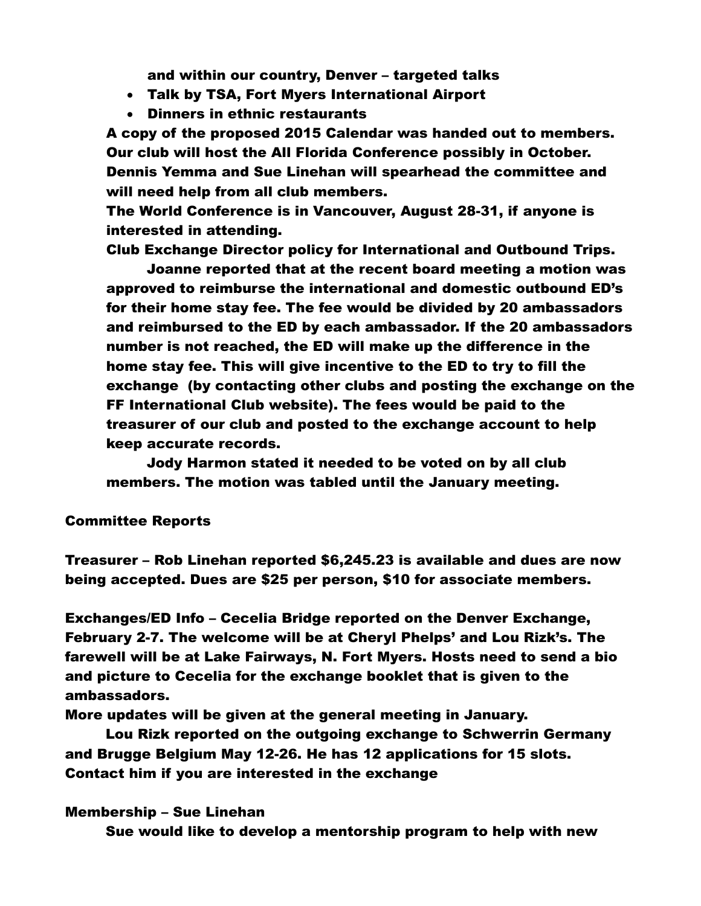and within our country, Denver – targeted talks

- Talk by TSA, Fort Myers International Airport
- Dinners in ethnic restaurants

A copy of the proposed 2015 Calendar was handed out to members. Our club will host the All Florida Conference possibly in October. Dennis Yemma and Sue Linehan will spearhead the committee and will need help from all club members.

The World Conference is in Vancouver, August 28-31, if anyone is interested in attending.

Club Exchange Director policy for International and Outbound Trips.

Joanne reported that at the recent board meeting a motion was approved to reimburse the international and domestic outbound ED's for their home stay fee. The fee would be divided by 20 ambassadors and reimbursed to the ED by each ambassador. If the 20 ambassadors number is not reached, the ED will make up the difference in the home stay fee. This will give incentive to the ED to try to fill the exchange (by contacting other clubs and posting the exchange on the FF International Club website). The fees would be paid to the treasurer of our club and posted to the exchange account to help keep accurate records.

Jody Harmon stated it needed to be voted on by all club members. The motion was tabled until the January meeting.

**Committee Reports**

Treasurer – Rob Linehan reported $6,245.23 is available and dues are now being accepted. Dues are $25 per person, $10 for associate members.

Exchanges/ED Info – Cecelia Bridge reported on the Denver Exchange, February 2-7. The welcome will be at Cheryl Phelps' and Lou Rizk's. The farewell will be at Lake Fairways, N. Fort Myers. Hosts need to send a bio and picture to Cecelia for the exchange booklet that is given to the ambassadors.

More updates will be given at the general meeting in January.

Lou Rizk reported on the outgoing exchange to Schwerrin Germany and Brugge Belgium May 12-26. He has 12 applications for 15 slots. Contact him if you are interested in the exchange

**Membership – Sue Linehan**

Sue would like to develop a mentorship program to help with new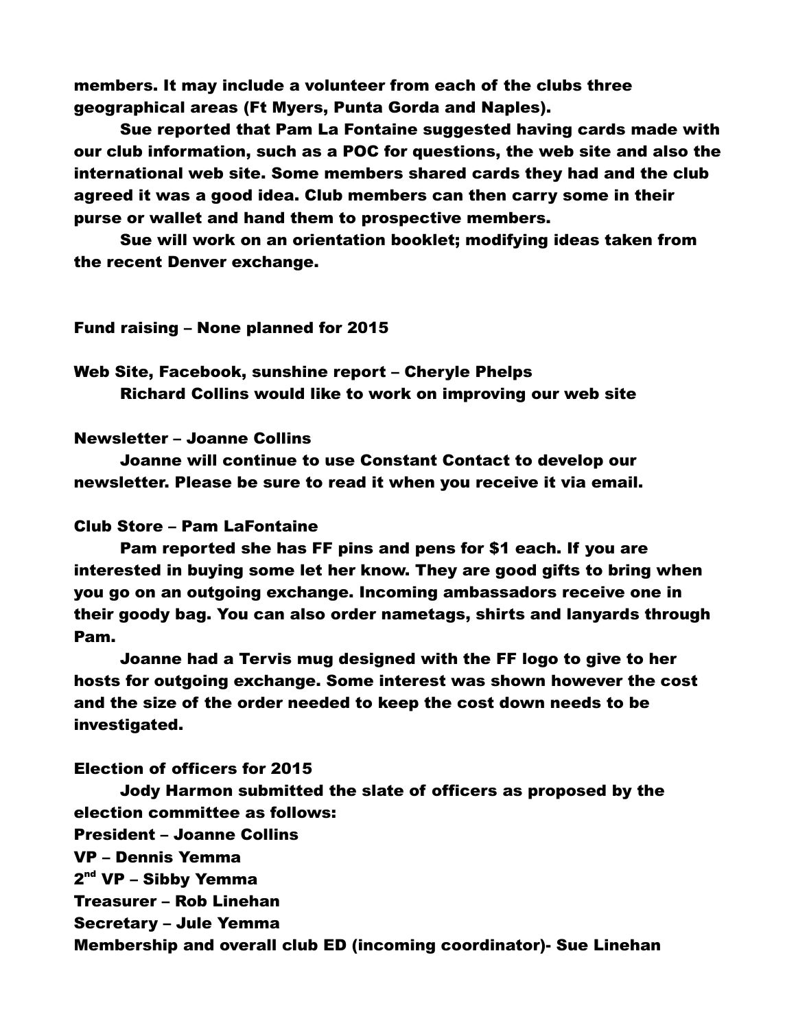members. It may include a volunteer from each of the clubs three geographical areas (Ft Myers, Punta Gorda and Naples).

Sue reported that Pam La Fontaine suggested having cards made with our club information, such as a POC for questions, the web site and also the international web site. Some members shared cards they had and the club agreed it was a good idea. Club members can then carry some in their purse or wallet and hand them to prospective members.

Sue will work on an orientation booklet; modifying ideas taken from the recent Denver exchange.

Fund raising – None planned for 2015

Web Site, Facebook, sunshine report – Cheryle Phelps

Richard Collins would like to work on improving our web site

Newsletter – Joanne Collins

Joanne will continue to use Constant Contact to develop our newsletter. Please be sure to read it when you receive it via email.

Club Store – Pam LaFontaine

Pam reported she has FF pins and pens for $1 each. If you are interested in buying some let her know. They are good gifts to bring when you go on an outgoing exchange. Incoming ambassadors receive one in their goody bag. You can also order nametags, shirts and lanyards through Pam.

Joanne had a Tervis mug designed with the FF logo to give to her hosts for outgoing exchange. Some interest was shown however the cost and the size of the order needed to keep the cost down needs to be investigated.

Election of officers for 2015

Jody Harmon submitted the slate of officers as proposed by the election committee as follows:

President – Joanne Collins

VP – Dennis Yemma

2nd VP – Sibby Yemma

Treasurer – Rob Linehan

Secretary – Jule Yemma

Membership and overall club ED (incoming coordinator)- Sue Linehan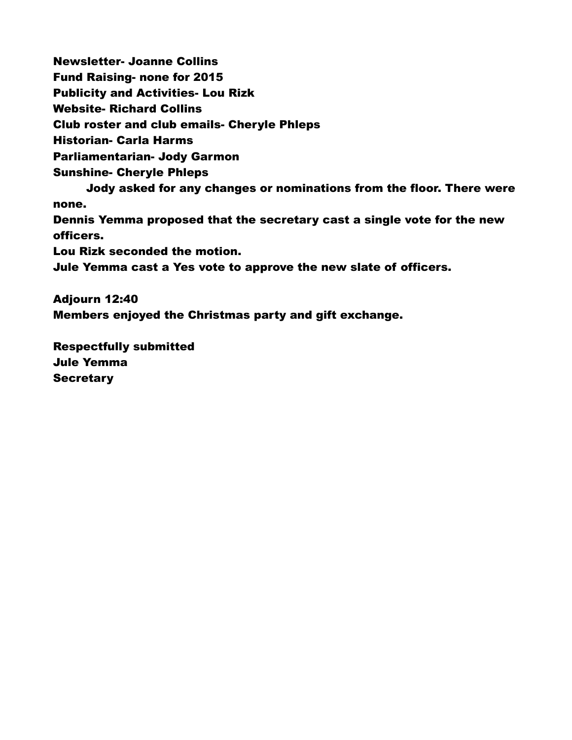**Newsletter- Joanne Collins**
**Fund Raising- none for 2015**
**Publicity and Activities- Lou Rizk**
**Website- Richard Collins**
**Club roster and club emails- Cheryle Phleps**
**Historian- Carla Harms**
**Parliamentarian- Jody Garmon**
**Sunshine- Cheryle Phleps**

**Jody asked for any changes or nominations from the floor. There were none.**

**Dennis Yemma proposed that the secretary cast a single vote for the new officers.**
**Lou Rizk seconded the motion.**
**Jule Yemma cast a Yes vote to approve the new slate of officers.**

**Adjourn 12:40**
**Members enjoyed the Christmas party and gift exchange.**

**Respectfully submitted**
**Jule Yemma**
**Secretary**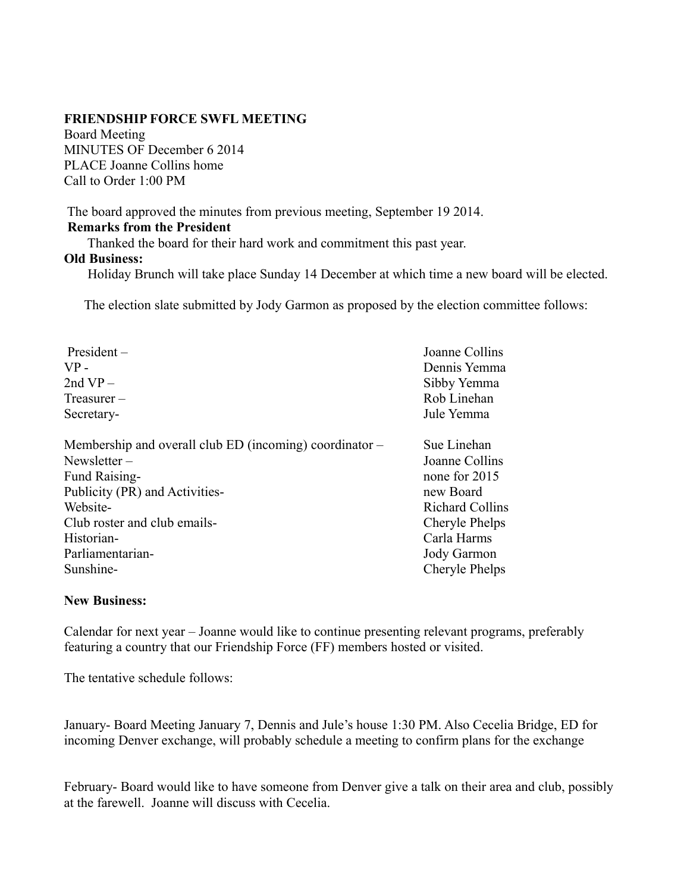**FRIENDSHIP FORCE SWFL MEETING**
Board Meeting
MINUTES OF December 6 2014
PLACE Joanne Collins home
Call to Order 1:00 PM

The board approved the minutes from previous meeting, September 19 2014.

**Remarks from the President**

Thanked the board for their hard work and commitment this past year.

**Old Business:**

Holiday Brunch will take place Sunday 14 December at which time a new board will be elected.

The election slate submitted by Jody Garmon as proposed by the election committee follows:

| | |
|---|---|
| President – | Joanne Collins |
| VP - | Dennis Yemma |
| 2nd VP – | Sibby Yemma |
| Treasurer – | Rob Linehan |
| Secretary- | Jule Yemma |
| Membership and overall club ED (incoming) coordinator – | Sue Linehan |
| Newsletter – | Joanne Collins |
| Fund Raising- | none for 2015 |
| Publicity (PR) and Activities- | new Board |
| Website- | Richard Collins |
| Club roster and club emails- | Cheryle Phelps |
| Historian- | Carla Harms |
| Parliamentarian- | Jody Garmon |
| Sunshine- | Cheryle Phelps |

**New Business:**

Calendar for next year – Joanne would like to continue presenting relevant programs, preferably featuring a country that our Friendship Force (FF) members hosted or visited.

The tentative schedule follows:

January- Board Meeting January 7, Dennis and Jule's house 1:30 PM. Also Cecelia Bridge, ED for incoming Denver exchange, will probably schedule a meeting to confirm plans for the exchange

February- Board would like to have someone from Denver give a talk on their area and club, possibly at the farewell. Joanne will discuss with Cecelia.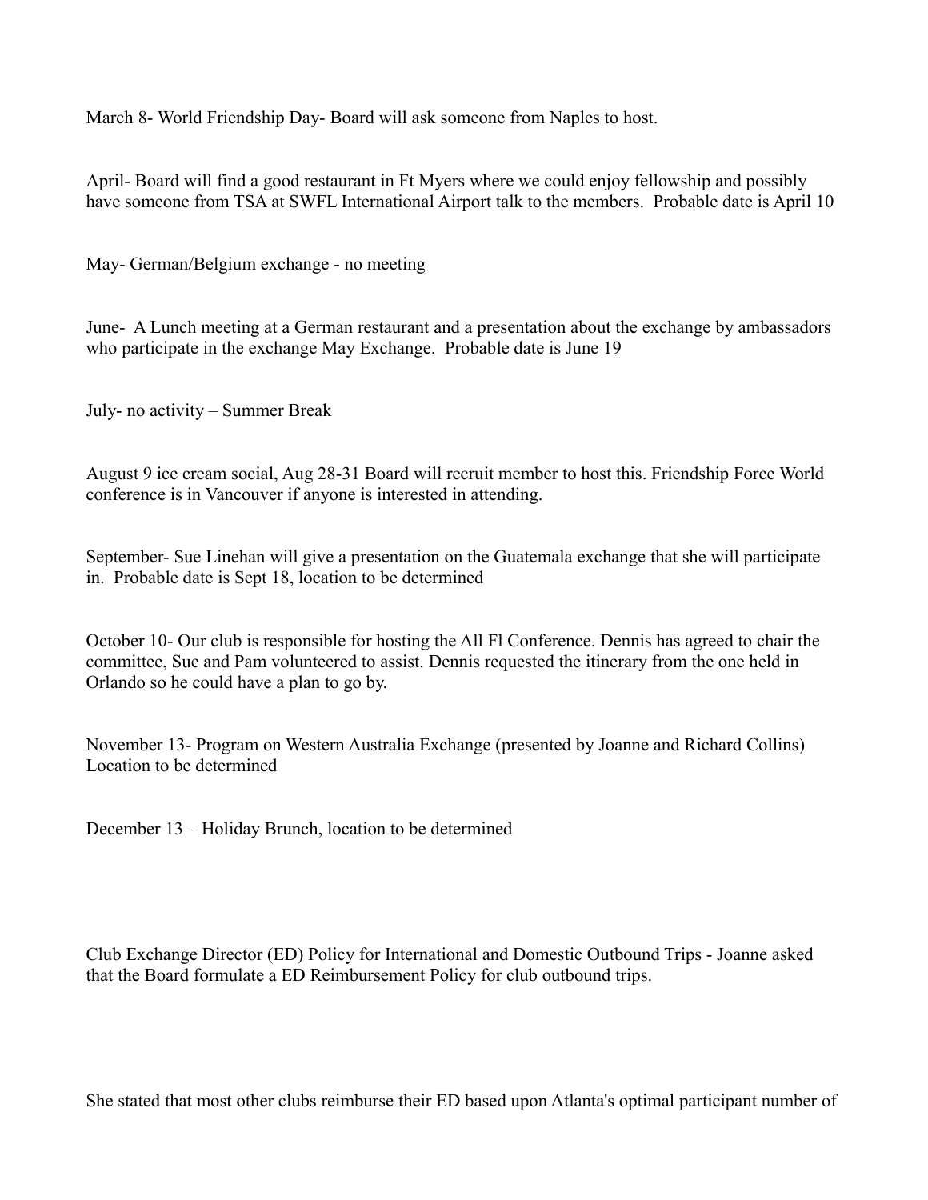March 8- World Friendship Day- Board will ask someone from Naples to host.

April- Board will find a good restaurant in Ft Myers where we could enjoy fellowship and possibly have someone from TSA at SWFL International Airport talk to the members. Probable date is April 10

May- German/Belgium exchange - no meeting

June- A Lunch meeting at a German restaurant and a presentation about the exchange by ambassadors who participate in the exchange May Exchange. Probable date is June 19

July- no activity – Summer Break

August 9 ice cream social, Aug 28-31 Board will recruit member to host this. Friendship Force World conference is in Vancouver if anyone is interested in attending.

September- Sue Linehan will give a presentation on the Guatemala exchange that she will participate in. Probable date is Sept 18, location to be determined

October 10- Our club is responsible for hosting the All Fl Conference. Dennis has agreed to chair the committee, Sue and Pam volunteered to assist. Dennis requested the itinerary from the one held in Orlando so he could have a plan to go by.

November 13- Program on Western Australia Exchange (presented by Joanne and Richard Collins) Location to be determined

December 13 – Holiday Brunch, location to be determined

Club Exchange Director (ED) Policy for International and Domestic Outbound Trips - Joanne asked that the Board formulate a ED Reimbursement Policy for club outbound trips.

She stated that most other clubs reimburse their ED based upon Atlanta's optimal participant number of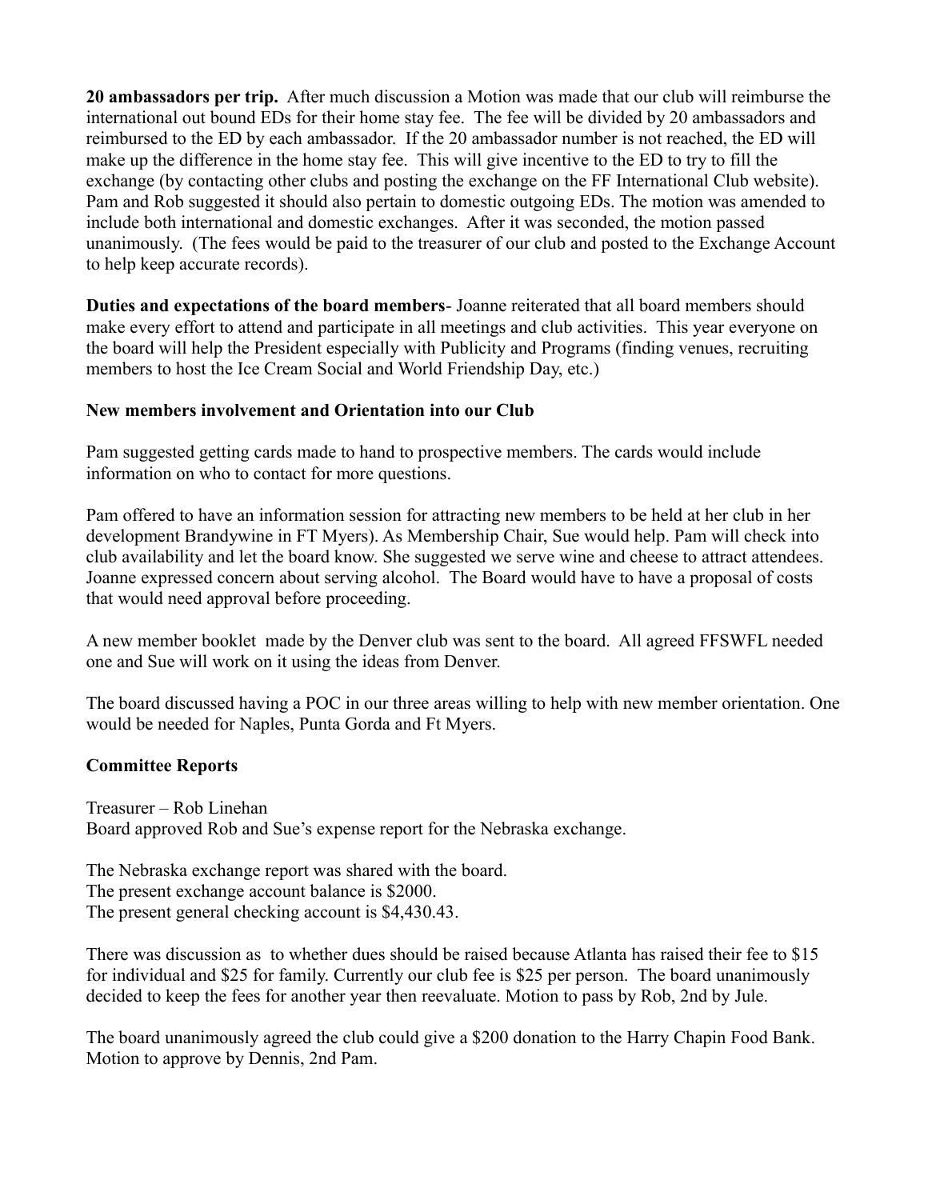**20 ambassadors per trip.** After much discussion a Motion was made that our club will reimburse the international out bound EDs for their home stay fee. The fee will be divided by 20 ambassadors and reimbursed to the ED by each ambassador. If the 20 ambassador number is not reached, the ED will make up the difference in the home stay fee. This will give incentive to the ED to try to fill the exchange (by contacting other clubs and posting the exchange on the FF International Club website). Pam and Rob suggested it should also pertain to domestic outgoing EDs. The motion was amended to include both international and domestic exchanges. After it was seconded, the motion passed unanimously. (The fees would be paid to the treasurer of our club and posted to the Exchange Account to help keep accurate records).

**Duties and expectations of the board members**- Joanne reiterated that all board members should make every effort to attend and participate in all meetings and club activities. This year everyone on the board will help the President especially with Publicity and Programs (finding venues, recruiting members to host the Ice Cream Social and World Friendship Day, etc.)

**New members involvement and Orientation into our Club**

Pam suggested getting cards made to hand to prospective members. The cards would include information on who to contact for more questions.

Pam offered to have an information session for attracting new members to be held at her club in her development Brandywine in FT Myers). As Membership Chair, Sue would help. Pam will check into club availability and let the board know. She suggested we serve wine and cheese to attract attendees. Joanne expressed concern about serving alcohol. The Board would have to have a proposal of costs that would need approval before proceeding.

A new member booklet made by the Denver club was sent to the board. All agreed FFSWFL needed one and Sue will work on it using the ideas from Denver.

The board discussed having a POC in our three areas willing to help with new member orientation. One would be needed for Naples, Punta Gorda and Ft Myers.

**Committee Reports**

Treasurer – Rob Linehan
Board approved Rob and Sue's expense report for the Nebraska exchange.

The Nebraska exchange report was shared with the board.
The present exchange account balance is $2000.
The present general checking account is $4,430.43.

There was discussion as to whether dues should be raised because Atlanta has raised their fee to $15 for individual and $25 for family. Currently our club fee is $25 per person. The board unanimously decided to keep the fees for another year then reevaluate. Motion to pass by Rob, 2nd by Jule.

The board unanimously agreed the club could give a $200 donation to the Harry Chapin Food Bank. Motion to approve by Dennis, 2nd Pam.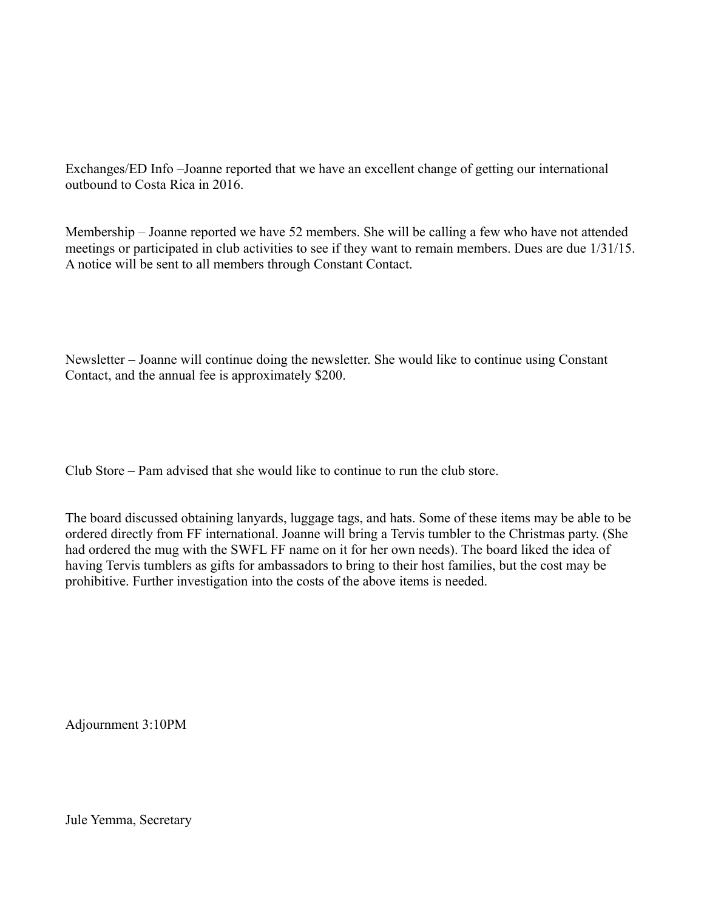Exchanges/ED Info –Joanne reported that we have an excellent change of getting our international outbound to Costa Rica in 2016.

Membership – Joanne reported we have 52 members. She will be calling a few who have not attended meetings or participated in club activities to see if they want to remain members. Dues are due 1/31/15. A notice will be sent to all members through Constant Contact.

Newsletter – Joanne will continue doing the newsletter. She would like to continue using Constant Contact, and the annual fee is approximately $200.

Club Store – Pam advised that she would like to continue to run the club store.

The board discussed obtaining lanyards, luggage tags, and hats. Some of these items may be able to be ordered directly from FF international. Joanne will bring a Tervis tumbler to the Christmas party. (She had ordered the mug with the SWFL FF name on it for her own needs). The board liked the idea of having Tervis tumblers as gifts for ambassadors to bring to their host families, but the cost may be prohibitive. Further investigation into the costs of the above items is needed.

Adjournment 3:10PM

Jule Yemma, Secretary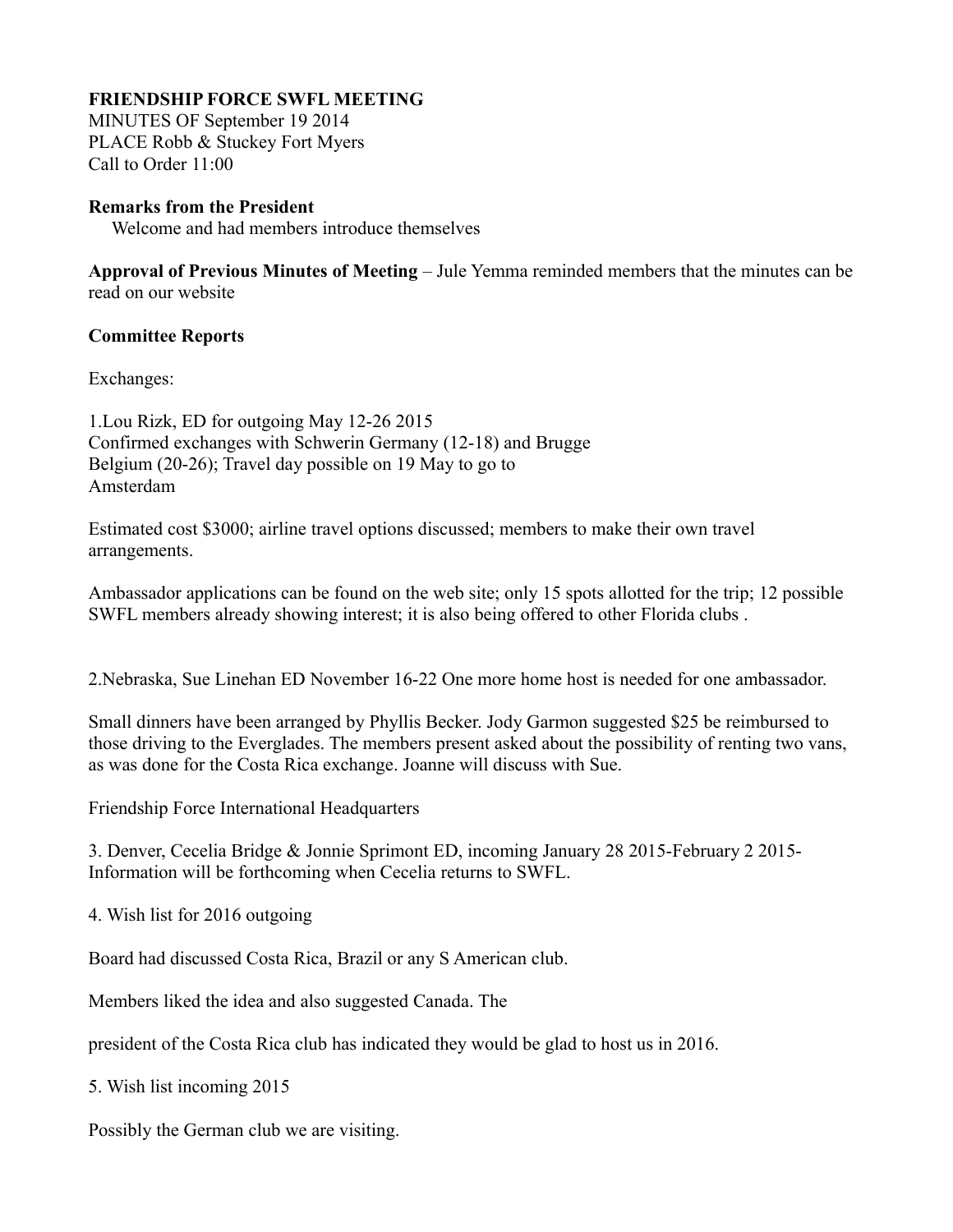**FRIENDSHIP FORCE SWFL MEETING**
MINUTES OF September 19 2014
PLACE Robb & Stuckey Fort Myers
Call to Order 11:00

**Remarks from the President**
Welcome and had members introduce themselves

**Approval of Previous Minutes of Meeting** – Jule Yemma reminded members that the minutes can be read on our website

**Committee Reports**

Exchanges:

1.Lou Rizk, ED for outgoing May 12-26 2015
Confirmed exchanges with Schwerin Germany (12-18) and Brugge Belgium (20-26); Travel day possible on 19 May to go to Amsterdam

Estimated cost $3000; airline travel options discussed; members to make their own travel arrangements.

Ambassador applications can be found on the web site; only 15 spots allotted for the trip; 12 possible SWFL members already showing interest; it is also being offered to other Florida clubs .

2.Nebraska, Sue Linehan ED November 16-22 One more home host is needed for one ambassador.

Small dinners have been arranged by Phyllis Becker. Jody Garmon suggested $25 be reimbursed to those driving to the Everglades. The members present asked about the possibility of renting two vans, as was done for the Costa Rica exchange. Joanne will discuss with Sue.

Friendship Force International Headquarters

3. Denver, Cecelia Bridge & Jonnie Sprimont ED, incoming January 28 2015-February 2 2015- Information will be forthcoming when Cecelia returns to SWFL.

4. Wish list for 2016 outgoing

Board had discussed Costa Rica, Brazil or any S American club.

Members liked the idea and also suggested Canada. The

president of the Costa Rica club has indicated they would be glad to host us in 2016.

5. Wish list incoming 2015

Possibly the German club we are visiting.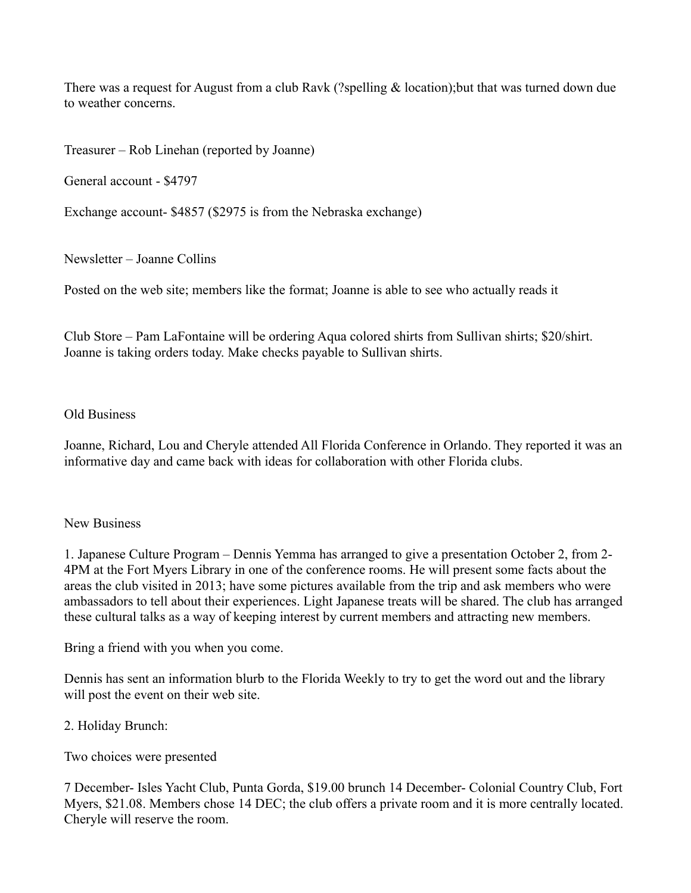There was a request for August from a club Ravk (?spelling & location);but that was turned down due to weather concerns.

Treasurer – Rob Linehan (reported by Joanne)

General account - $4797

Exchange account- $4857 ($2975 is from the Nebraska exchange)

Newsletter – Joanne Collins

Posted on the web site; members like the format; Joanne is able to see who actually reads it

Club Store – Pam LaFontaine will be ordering Aqua colored shirts from Sullivan shirts; $20/shirt. Joanne is taking orders today. Make checks payable to Sullivan shirts.

Old Business

Joanne, Richard, Lou and Cheryle attended All Florida Conference in Orlando. They reported it was an informative day and came back with ideas for collaboration with other Florida clubs.

New Business

1. Japanese Culture Program – Dennis Yemma has arranged to give a presentation October 2, from 2-4PM at the Fort Myers Library in one of the conference rooms. He will present some facts about the areas the club visited in 2013; have some pictures available from the trip and ask members who were ambassadors to tell about their experiences. Light Japanese treats will be shared. The club has arranged these cultural talks as a way of keeping interest by current members and attracting new members.

Bring a friend with you when you come.

Dennis has sent an information blurb to the Florida Weekly to try to get the word out and the library will post the event on their web site.

2. Holiday Brunch:

Two choices were presented

7 December- Isles Yacht Club, Punta Gorda, $19.00 brunch 14 December- Colonial Country Club, Fort Myers, $21.08. Members chose 14 DEC; the club offers a private room and it is more centrally located. Cheryle will reserve the room.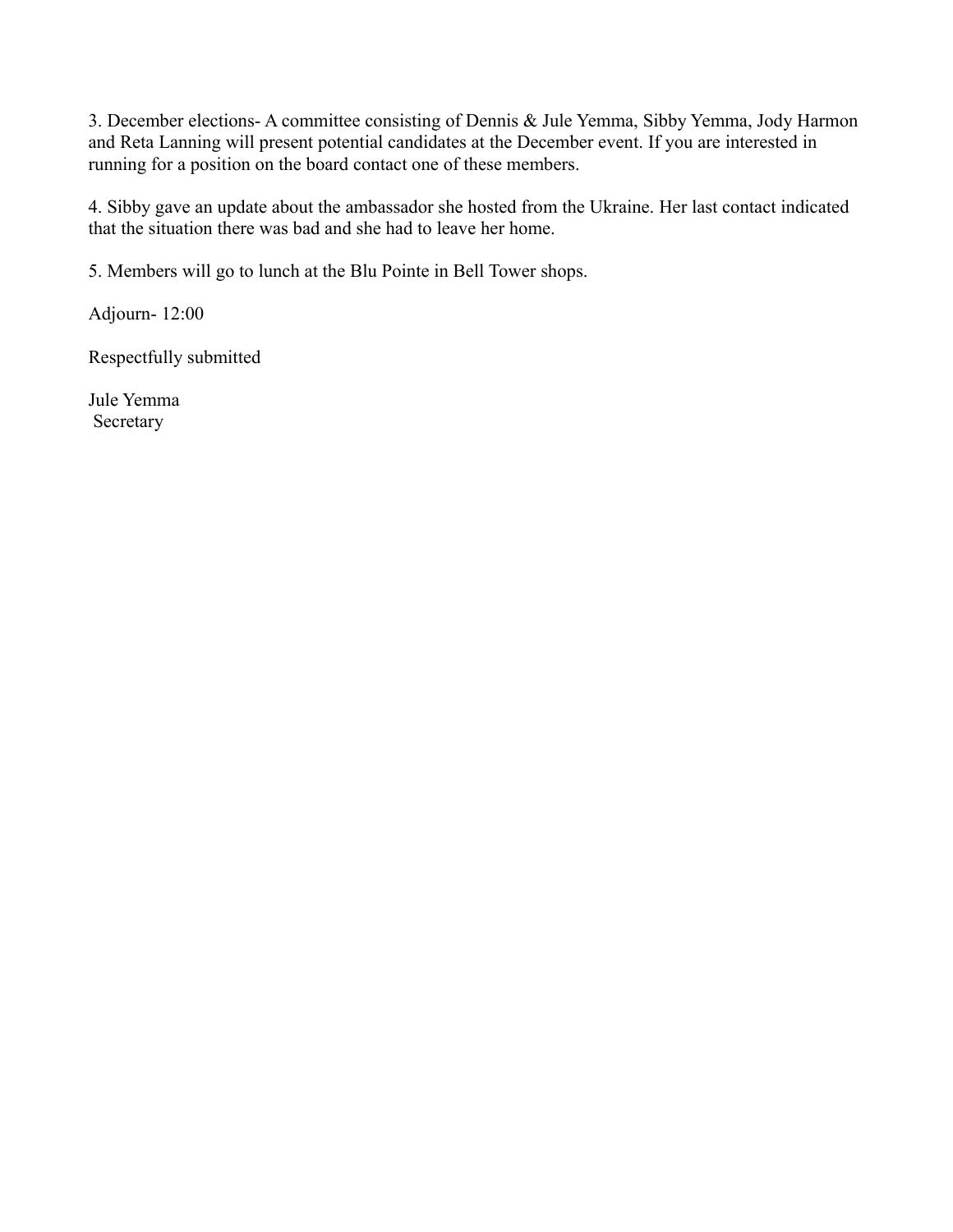3. December elections- A committee consisting of Dennis & Jule Yemma, Sibby Yemma, Jody Harmon and Reta Lanning will present potential candidates at the December event. If you are interested in running for a position on the board contact one of these members.

4. Sibby gave an update about the ambassador she hosted from the Ukraine. Her last contact indicated that the situation there was bad and she had to leave her home.

5. Members will go to lunch at the Blu Pointe in Bell Tower shops.

Adjourn- 12:00

Respectfully submitted

Jule Yemma
Secretary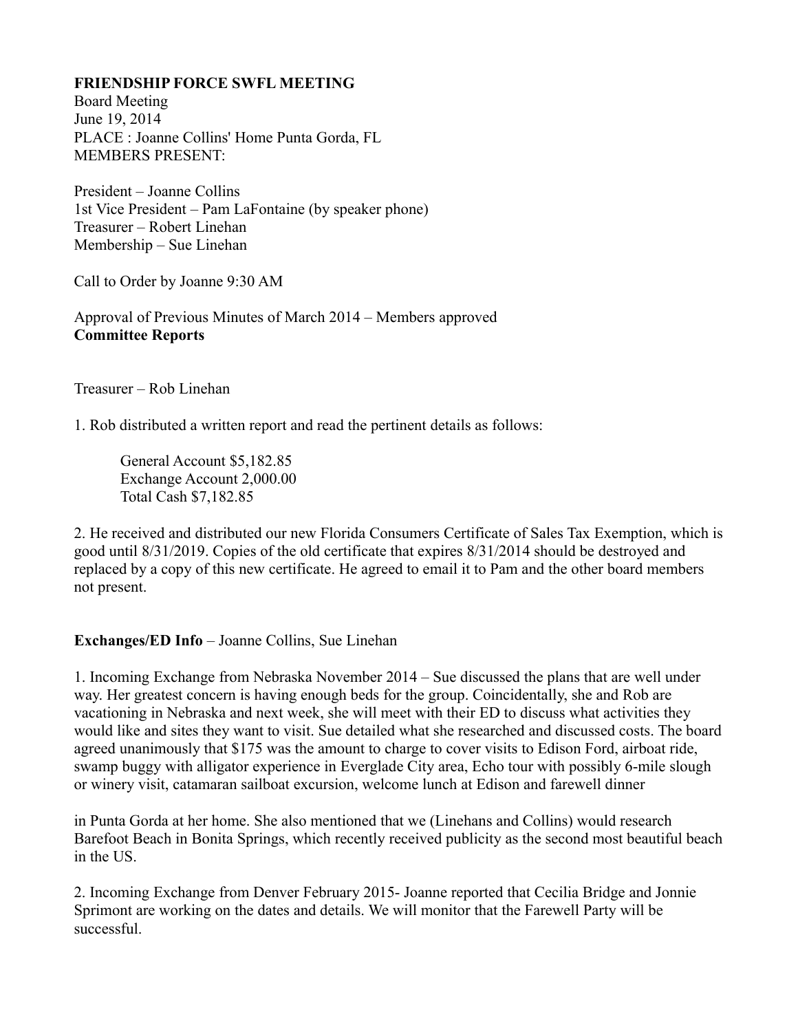**FRIENDSHIP FORCE SWFL MEETING**
Board Meeting
June 19, 2014
PLACE : Joanne Collins' Home Punta Gorda, FL
MEMBERS PRESENT:

President – Joanne Collins
1st Vice President – Pam LaFontaine (by speaker phone)
Treasurer – Robert Linehan
Membership – Sue Linehan

Call to Order by Joanne 9:30 AM

Approval of Previous Minutes of March 2014 – Members approved
**Committee Reports**

Treasurer – Rob Linehan

1. Rob distributed a written report and read the pertinent details as follows:

   General Account $5,182.85
   Exchange Account 2,000.00
   Total Cash $7,182.85

2. He received and distributed our new Florida Consumers Certificate of Sales Tax Exemption, which is good until 8/31/2019. Copies of the old certificate that expires 8/31/2014 should be destroyed and replaced by a copy of this new certificate. He agreed to email it to Pam and the other board members not present.

**Exchanges/ED Info** – Joanne Collins, Sue Linehan

1. Incoming Exchange from Nebraska November 2014 – Sue discussed the plans that are well under way. Her greatest concern is having enough beds for the group. Coincidentally, she and Rob are vacationing in Nebraska and next week, she will meet with their ED to discuss what activities they would like and sites they want to visit. Sue detailed what she researched and discussed costs. The board agreed unanimously that $175 was the amount to charge to cover visits to Edison Ford, airboat ride, swamp buggy with alligator experience in Everglade City area, Echo tour with possibly 6-mile slough or winery visit, catamaran sailboat excursion, welcome lunch at Edison and farewell dinner

in Punta Gorda at her home. She also mentioned that we (Linehans and Collins) would research Barefoot Beach in Bonita Springs, which recently received publicity as the second most beautiful beach in the US.

2. Incoming Exchange from Denver February 2015- Joanne reported that Cecilia Bridge and Jonnie Sprimont are working on the dates and details. We will monitor that the Farewell Party will be successful.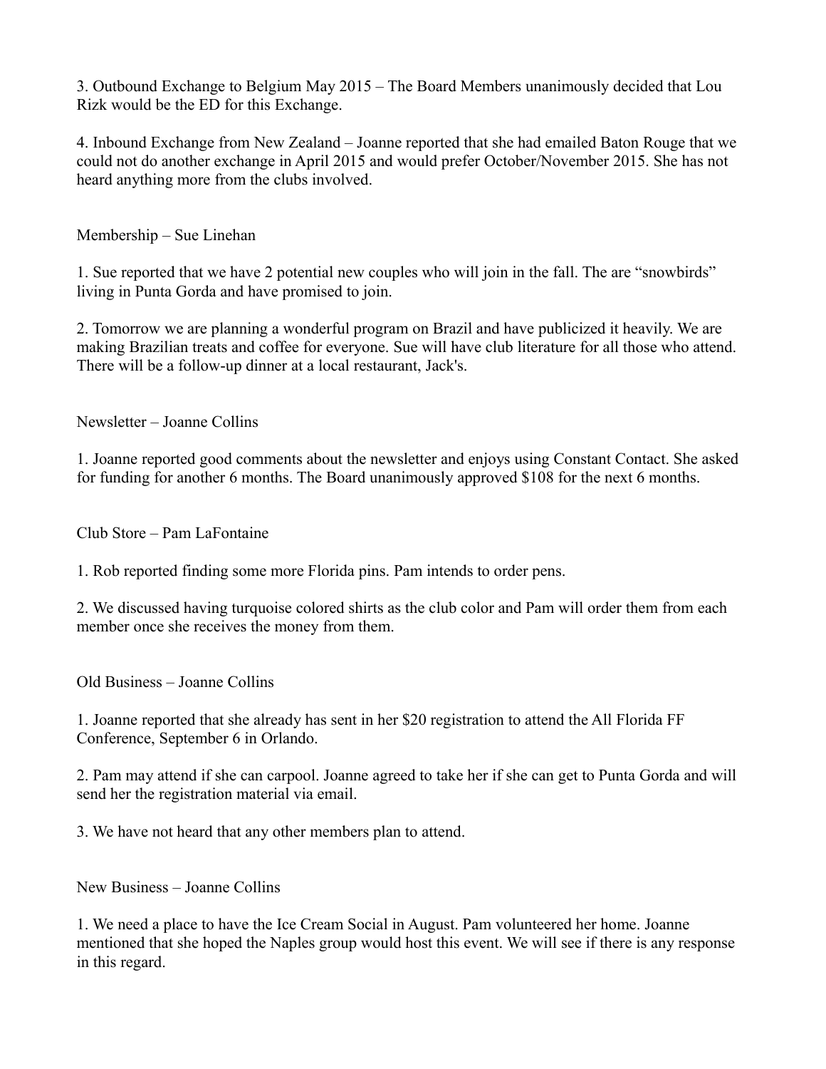3. Outbound Exchange to Belgium May 2015 – The Board Members unanimously decided that Lou Rizk would be the ED for this Exchange.

4. Inbound Exchange from New Zealand – Joanne reported that she had emailed Baton Rouge that we could not do another exchange in April 2015 and would prefer October/November 2015. She has not heard anything more from the clubs involved.

Membership – Sue Linehan

1. Sue reported that we have 2 potential new couples who will join in the fall. The are "snowbirds" living in Punta Gorda and have promised to join.

2. Tomorrow we are planning a wonderful program on Brazil and have publicized it heavily. We are making Brazilian treats and coffee for everyone. Sue will have club literature for all those who attend. There will be a follow-up dinner at a local restaurant, Jack's.

Newsletter – Joanne Collins

1. Joanne reported good comments about the newsletter and enjoys using Constant Contact. She asked for funding for another 6 months. The Board unanimously approved $108 for the next 6 months.

Club Store – Pam LaFontaine

1. Rob reported finding some more Florida pins. Pam intends to order pens.

2. We discussed having turquoise colored shirts as the club color and Pam will order them from each member once she receives the money from them.

Old Business – Joanne Collins

1. Joanne reported that she already has sent in her $20 registration to attend the All Florida FF Conference, September 6 in Orlando.

2. Pam may attend if she can carpool. Joanne agreed to take her if she can get to Punta Gorda and will send her the registration material via email.

3. We have not heard that any other members plan to attend.

New Business – Joanne Collins

1. We need a place to have the Ice Cream Social in August. Pam volunteered her home. Joanne mentioned that she hoped the Naples group would host this event. We will see if there is any response in this regard.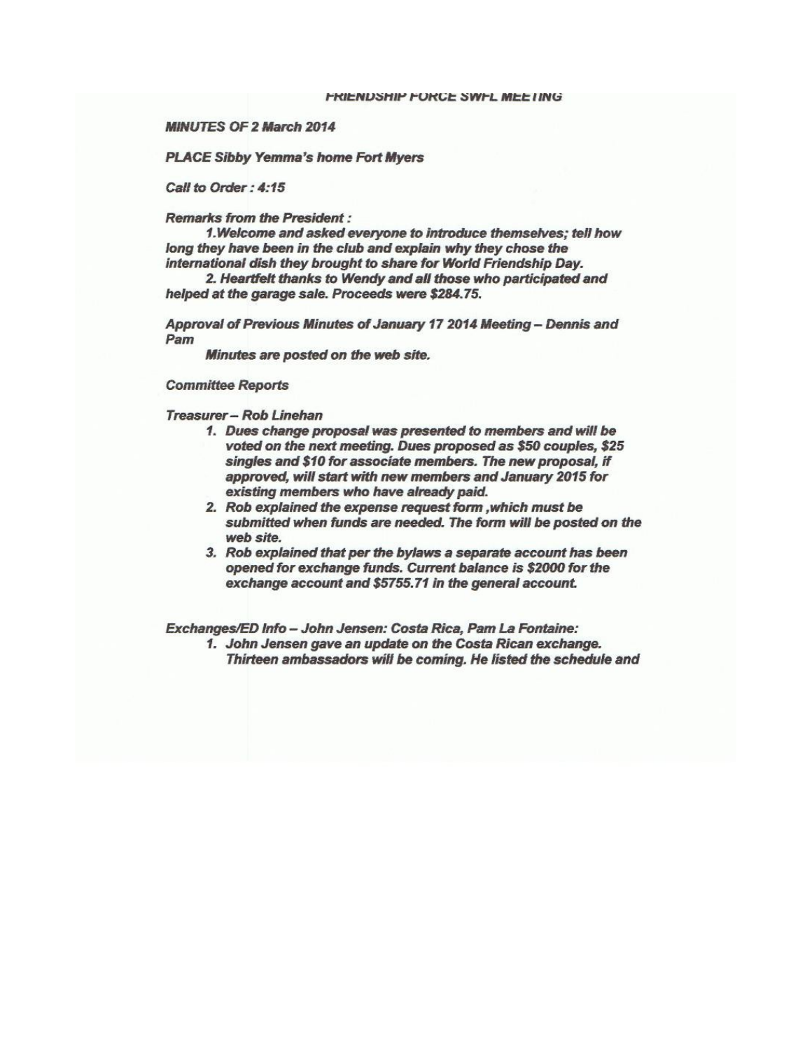FRIENDSHIP FORCE SWFL MEETING

***MINUTES OF 2 March 2014***

***PLACE Sibby Yemma's home Fort Myers***

***Call to Order : 4:15***

***Remarks from the President :***

***1.Welcome and asked everyone to introduce themselves; tell how long they have been in the club and explain why they chose the international dish they brought to share for World Friendship Day.***

***2. Heartfelt thanks to Wendy and all those who participated and helped at the garage sale. Proceeds were $284.75.***

***Approval of Previous Minutes of January 17 2014 Meeting – Dennis and Pam***

***Minutes are posted on the web site.***

***Committee Reports***

***Treasurer – Rob Linehan***

1. ***Dues change proposal was presented to members and will be voted on the next meeting. Dues proposed as $50 couples, $25 singles and $10 for associate members. The new proposal, if approved, will start with new members and January 2015 for existing members who have already paid.***
2. ***Rob explained the expense request form ,which must be submitted when funds are needed. The form will be posted on the web site.***
3. ***Rob explained that per the bylaws a separate account has been opened for exchange funds. Current balance is $2000 for the exchange account and $5755.71 in the general account.***

***Exchanges/ED Info – John Jensen: Costa Rica, Pam La Fontaine:***

1. ***John Jensen gave an update on the Costa Rican exchange. Thirteen ambassadors will be coming. He listed the schedule and***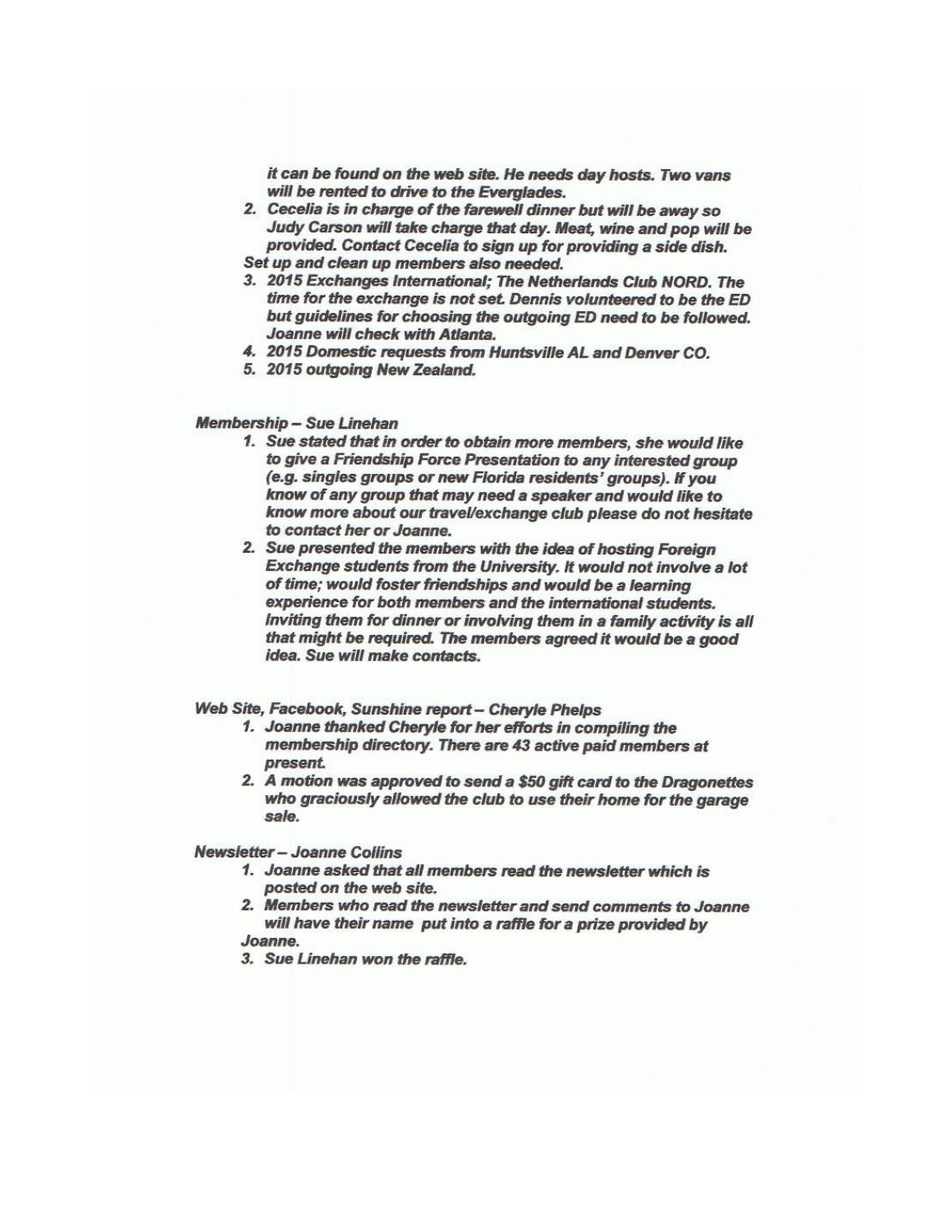it can be found on the web site. He needs day hosts. Two vans will be rented to drive to the Everglades.

2. Cecelia is in charge of the farewell dinner but will be away so Judy Carson will take charge that day. Meat, wine and pop will be provided. Contact Cecelia to sign up for providing a side dish. Set up and clean up members also needed.
3. 2015 Exchanges International; The Netherlands Club NORD. The time for the exchange is not set. Dennis volunteered to be the ED but guidelines for choosing the outgoing ED need to be followed. Joanne will check with Atlanta.
4. 2015 Domestic requests from Huntsville AL and Denver CO.
5. 2015 outgoing New Zealand.

### Membership – Sue Linehan

1. Sue stated that in order to obtain more members, she would like to give a Friendship Force Presentation to any interested group (e.g. singles groups or new Florida residents' groups). If you know of any group that may need a speaker and would like to know more about our travel/exchange club please do not hesitate to contact her or Joanne.
2. Sue presented the members with the idea of hosting Foreign Exchange students from the University. It would not involve a lot of time; would foster friendships and would be a learning experience for both members and the international students. Inviting them for dinner or involving them in a family activity is all that might be required. The members agreed it would be a good idea. Sue will make contacts.

### Web Site, Facebook, Sunshine report – Cheryle Phelps

1. Joanne thanked Cheryle for her efforts in compiling the membership directory. There are 43 active paid members at present.
2. A motion was approved to send a $50 gift card to the Dragonettes who graciously allowed the club to use their home for the garage sale.

### Newsletter – Joanne Collins

1. Joanne asked that all members read the newsletter which is posted on the web site.
2. Members who read the newsletter and send comments to Joanne will have their name put into a raffle for a prize provided by Joanne.
3. Sue Linehan won the raffle.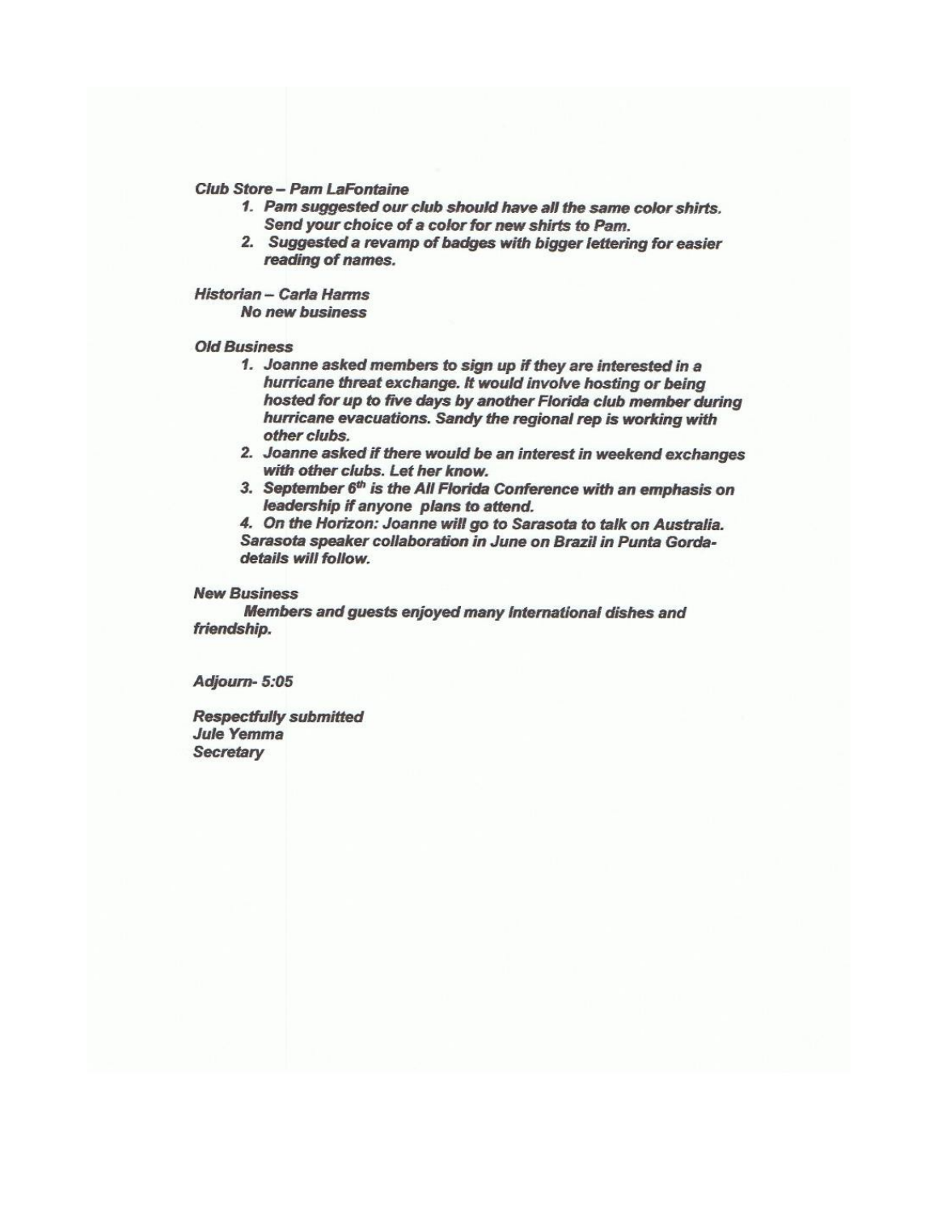***Club Store – Pam LaFontaine***

1. ***Pam suggested our club should have all the same color shirts. Send your choice of a color for new shirts to Pam.***
2. ***Suggested a revamp of badges with bigger lettering for easier reading of names.***

***Historian – Carla Harms***

***No new business***

***Old Business***

1. ***Joanne asked members to sign up if they are interested in a hurricane threat exchange. It would involve hosting or being hosted for up to five days by another Florida club member during hurricane evacuations. Sandy the regional rep is working with other clubs.***
2. ***Joanne asked if there would be an interest in weekend exchanges with other clubs. Let her know.***
3. ***September 6th is the All Florida Conference with an emphasis on leadership if anyone plans to attend.***
4. ***On the Horizon: Joanne will go to Sarasota to talk on Australia. Sarasota speaker collaboration in June on Brazil in Punta Gorda- details will follow.***

***New Business***

***Members and guests enjoyed many International dishes and friendship.***

***Adjourn- 5:05***

***Respectfully submitted***
***Jule Yemma***
***Secretary***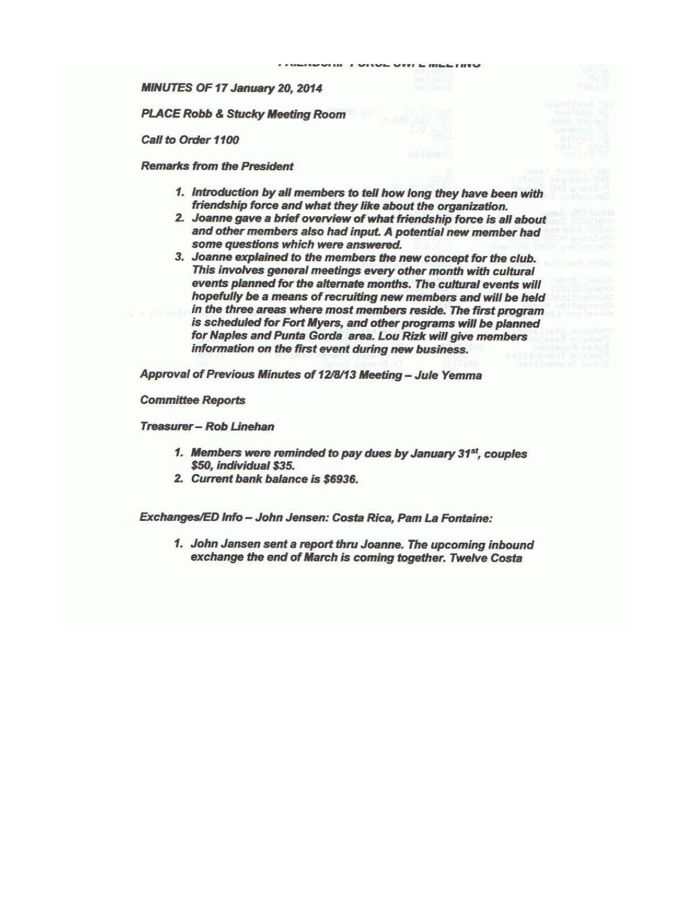**MINUTES OF 17 January 20, 2014**

**PLACE Robb & Stucky Meeting Room**

**Call to Order 1100**

**Remarks from the President**

1. **Introduction by all members to tell how long they have been with friendship force and what they like about the organization.**
2. **Joanne gave a brief overview of what friendship force is all about and other members also had input. A potential new member had some questions which were answered.**
3. **Joanne explained to the members the new concept for the club. This involves general meetings every other month with cultural events planned for the alternate months. The cultural events will hopefully be a means of recruiting new members and will be held in the three areas where most members reside. The first program is scheduled for Fort Myers, and other programs will be planned for Naples and Punta Gorda area. Lou Rizk will give members information on the first event during new business.**

**Approval of Previous Minutes of 12/8/13 Meeting – Jule Yemma**

**Committee Reports**

**Treasurer – Rob Linehan**

1. **Members were reminded to pay dues by January 31st, couples $50, individual $35.**
2. **Current bank balance is $6936.**

**Exchanges/ED Info – John Jensen: Costa Rica, Pam La Fontaine:**

1. **John Jansen sent a report thru Joanne. The upcoming inbound exchange the end of March is coming together. Twelve Costa**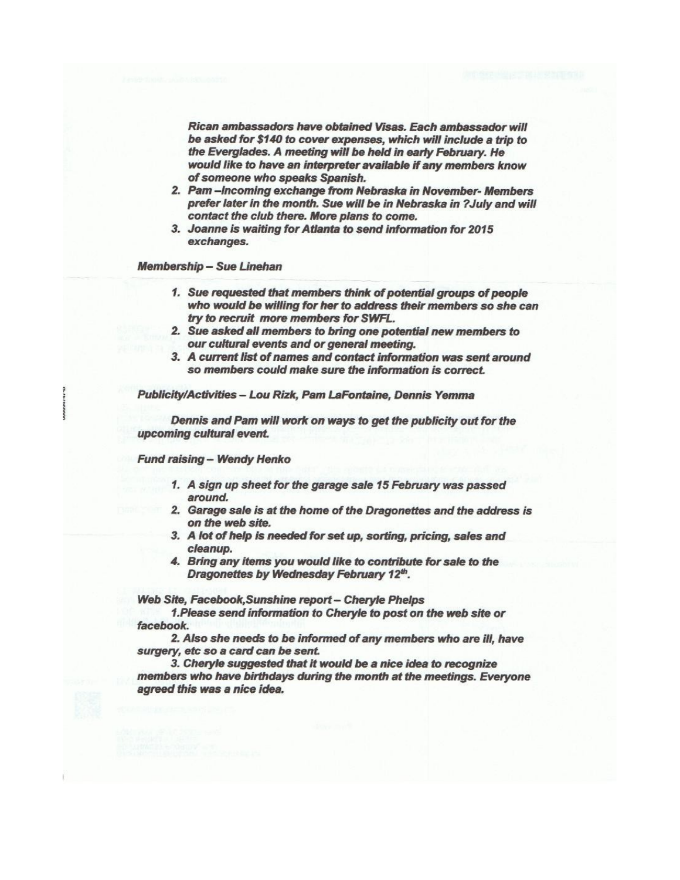*Rican ambassadors have obtained Visas. Each ambassador will be asked for $140 to cover expenses, which will include a trip to the Everglades. A meeting will be held in early February. He would like to have an interpreter available if any members know of someone who speaks Spanish.*

2. *Pam –Incoming exchange from Nebraska in November- Members prefer later in the month. Sue will be in Nebraska in ?July and will contact the club there. More plans to come.*
3. *Joanne is waiting for Atlanta to send information for 2015 exchanges.*

***Membership – Sue Linehan***

1. *Sue requested that members think of potential groups of people who would be willing for her to address their members so she can try to recruit more members for SWFL.*
2. *Sue asked all members to bring one potential new members to our cultural events and or general meeting.*
3. *A current list of names and contact information was sent around so members could make sure the information is correct.*

***Publicity/Activities – Lou Rizk, Pam LaFontaine, Dennis Yemma***

*Dennis and Pam will work on ways to get the publicity out for the upcoming cultural event.*

***Fund raising – Wendy Henko***

1. *A sign up sheet for the garage sale 15 February was passed around.*
2. *Garage sale is at the home of the Dragonettes and the address is on the web site.*
3. *A lot of help is needed for set up, sorting, pricing, sales and cleanup.*
4. *Bring any items you would like to contribute for sale to the Dragonettes by Wednesday February 12th.*

***Web Site, Facebook,Sunshine report – Cheryle Phelps***

*1.Please send information to Cheryle to post on the web site or facebook.*

*2. Also she needs to be informed of any members who are ill, have surgery, etc so a card can be sent.*

*3. Cheryle suggested that it would be a nice idea to recognize members who have birthdays during the month at the meetings. Everyone agreed this was a nice idea.*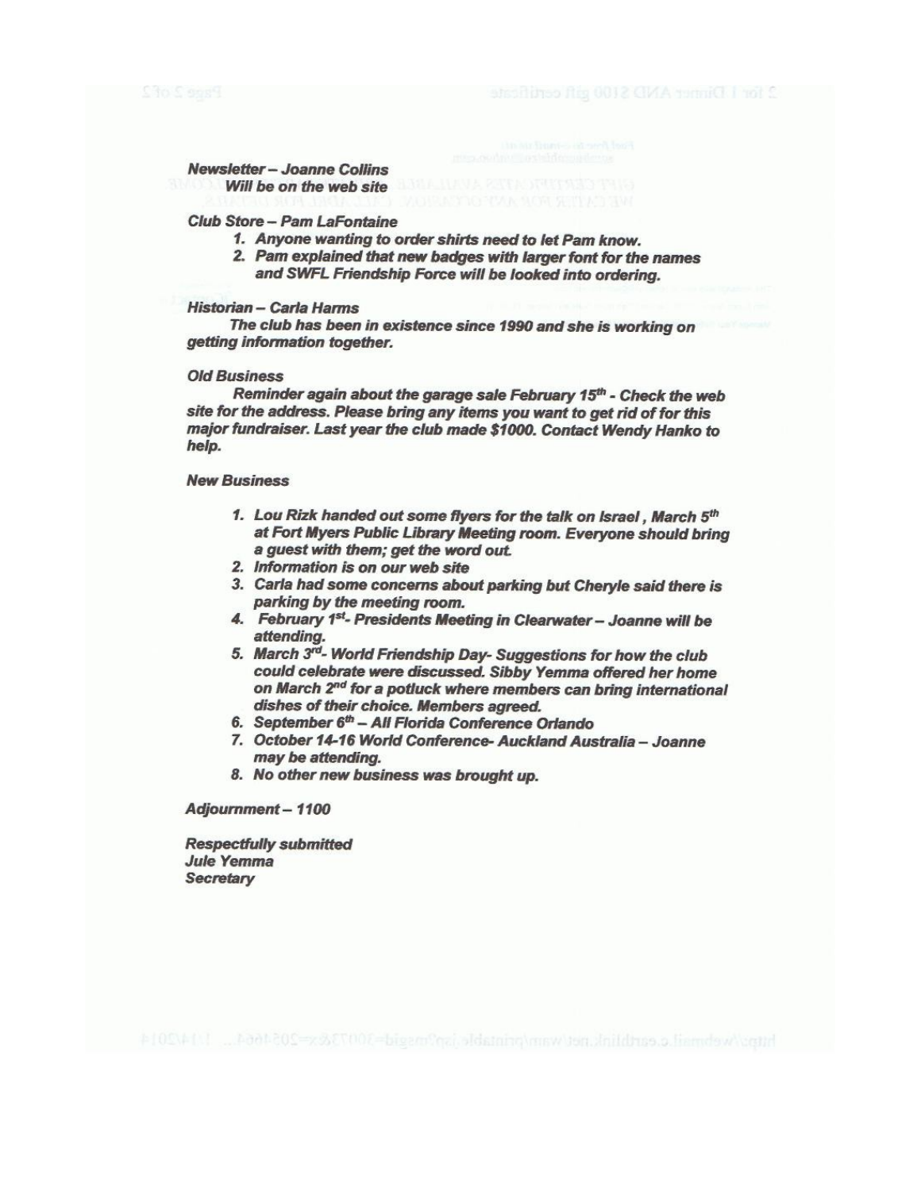***Newsletter – Joanne Collins***
***Will be on the web site***

***Club Store – Pam LaFontaine***

1. ***Anyone wanting to order shirts need to let Pam know.***
2. ***Pam explained that new badges with larger font for the names and SWFL Friendship Force will be looked into ordering.***

***Historian – Carla Harms***

***The club has been in existence since 1990 and she is working on getting information together.***

***Old Business***

***Reminder again about the garage sale February 15th - Check the web site for the address. Please bring any items you want to get rid of for this major fundraiser. Last year the club made $1000. Contact Wendy Hanko to help.***

***New Business***

1. ***Lou Rizk handed out some flyers for the talk on Israel , March 5th at Fort Myers Public Library Meeting room. Everyone should bring a guest with them; get the word out.***
2. ***Information is on our web site***
3. ***Carla had some concerns about parking but Cheryle said there is parking by the meeting room.***
4. ***February 1st- Presidents Meeting in Clearwater – Joanne will be attending.***
5. ***March 3rd- World Friendship Day- Suggestions for how the club could celebrate were discussed. Sibby Yemma offered her home on March 2nd for a potluck where members can bring international dishes of their choice. Members agreed.***
6. ***September 6th – All Florida Conference Orlando***
7. ***October 14-16 World Conference- Auckland Australia – Joanne may be attending.***
8. ***No other new business was brought up.***

***Adjournment – 1100***

***Respectfully submitted***
***Jule Yemma***
***Secretary***